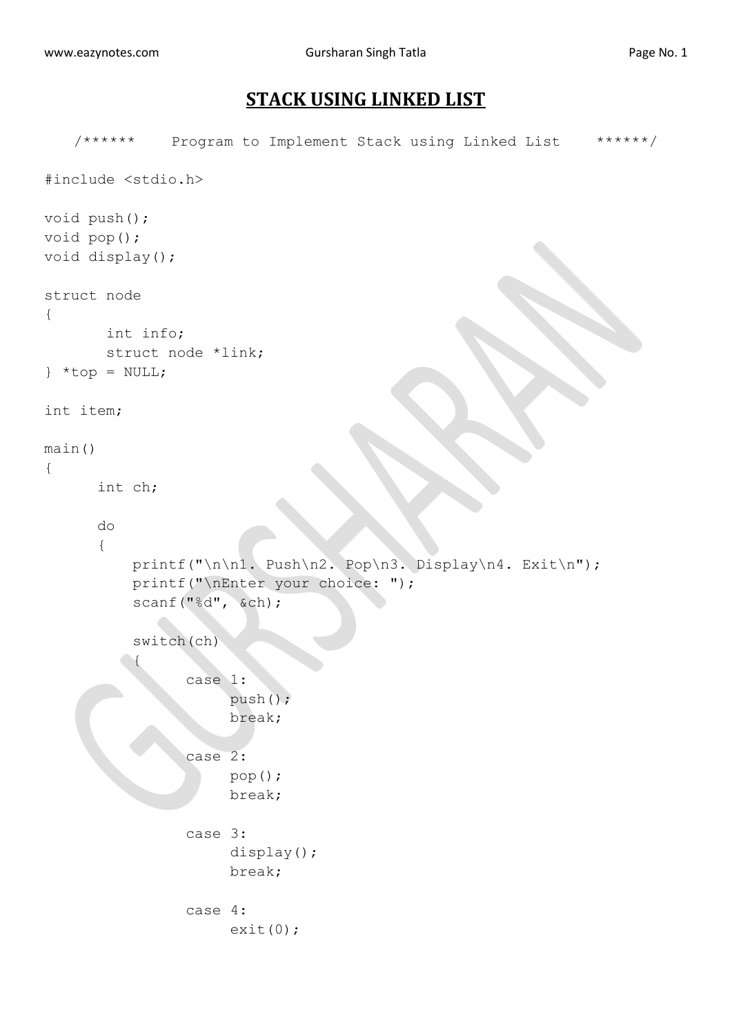# STACK USING LINKED LIST

```
   /******    Program to Implement Stack using Linked List    ******/

#include <stdio.h>

void push();
void pop();
void display();

struct node
{
       int info;
       struct node *link;
} *top = NULL;

int item;

main()
{
      int ch;

      do
      {
          printf("\n\n1. Push\n2. Pop\n3. Display\n4. Exit\n");
          printf("\nEnter your choice: ");
          scanf("%d", &ch);

          switch(ch)
          {
                case 1:
                     push();
                     break;

                case 2:
                     pop();
                     break;

                case 3:
                     display();
                     break;

                case 4:
                     exit(0);
```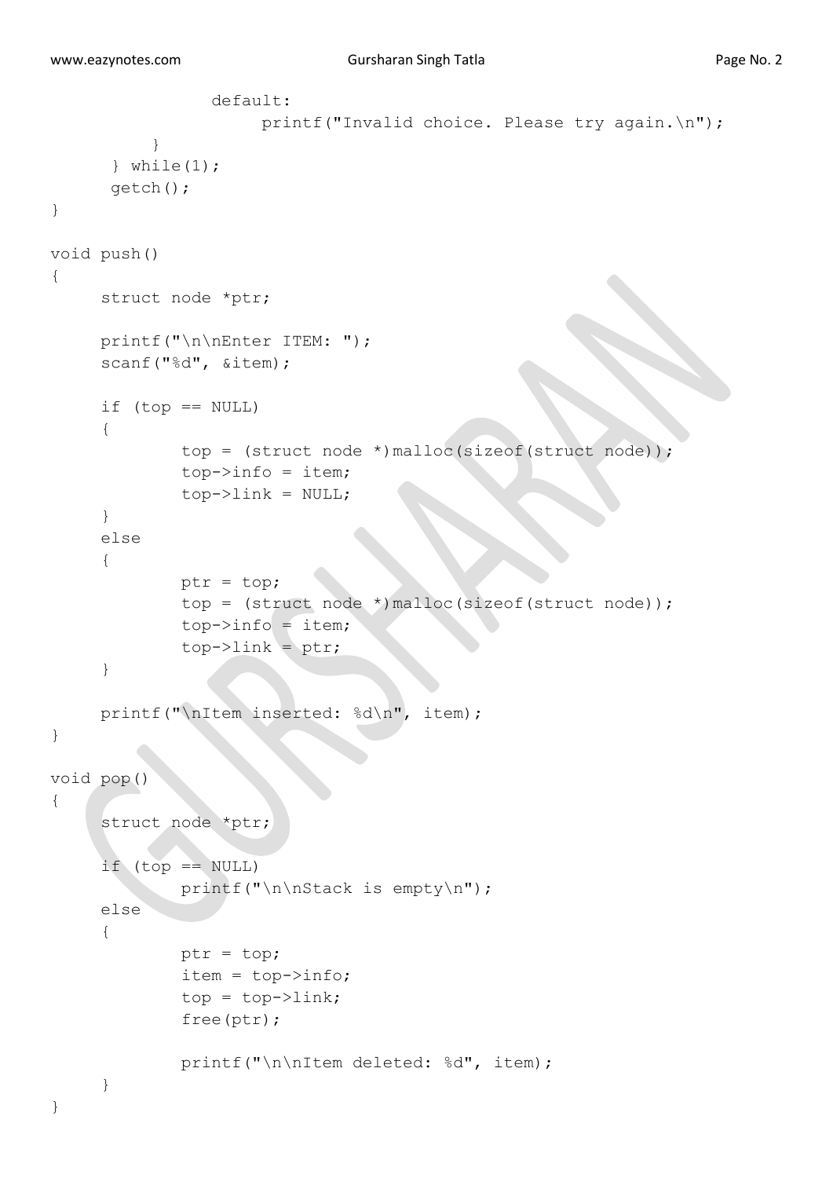```
            default:
                printf("Invalid choice. Please try again.\n");
        }
    } while(1);
    getch();
}

void push()
{
    struct node *ptr;

    printf("\n\nEnter ITEM: ");
    scanf("%d", &item);

    if (top == NULL)
    {
        top = (struct node *)malloc(sizeof(struct node));
        top->info = item;
        top->link = NULL;
    }
    else
    {
        ptr = top;
        top = (struct node *)malloc(sizeof(struct node));
        top->info = item;
        top->link = ptr;
    }

    printf("\nItem inserted: %d\n", item);
}

void pop()
{
    struct node *ptr;

    if (top == NULL)
        printf("\n\nStack is empty\n");
    else
    {
        ptr = top;
        item = top->info;
        top = top->link;
        free(ptr);

        printf("\n\nItem deleted: %d", item);
    }
}
```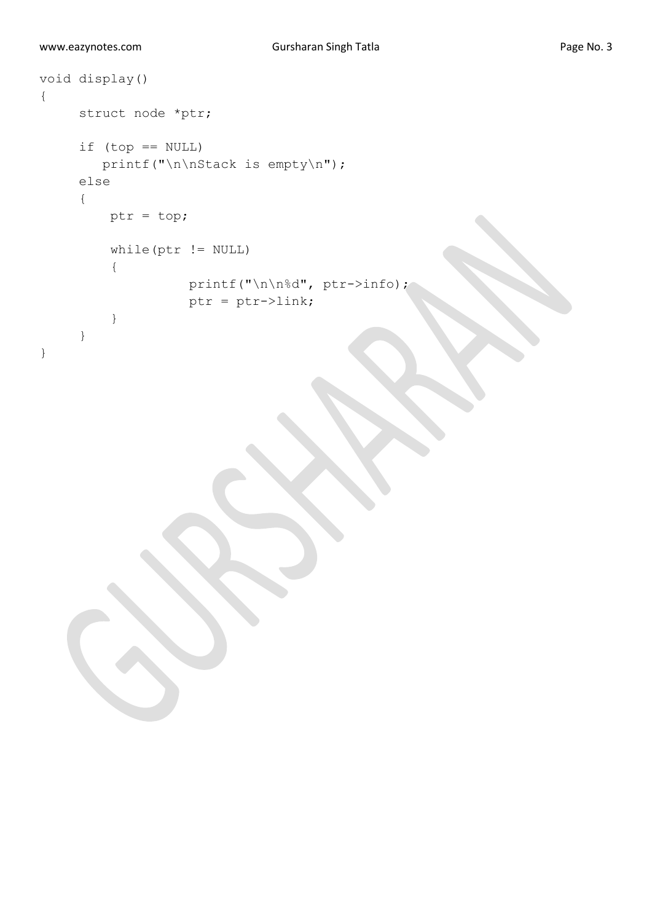```
void display()
{
     struct node *ptr;

     if (top == NULL)
        printf("\n\nStack is empty\n");
     else
     {
         ptr = top;

         while(ptr != NULL)
         {
                   printf("\n\n%d", ptr->info);
                   ptr = ptr->link;
         }
     }
}
```